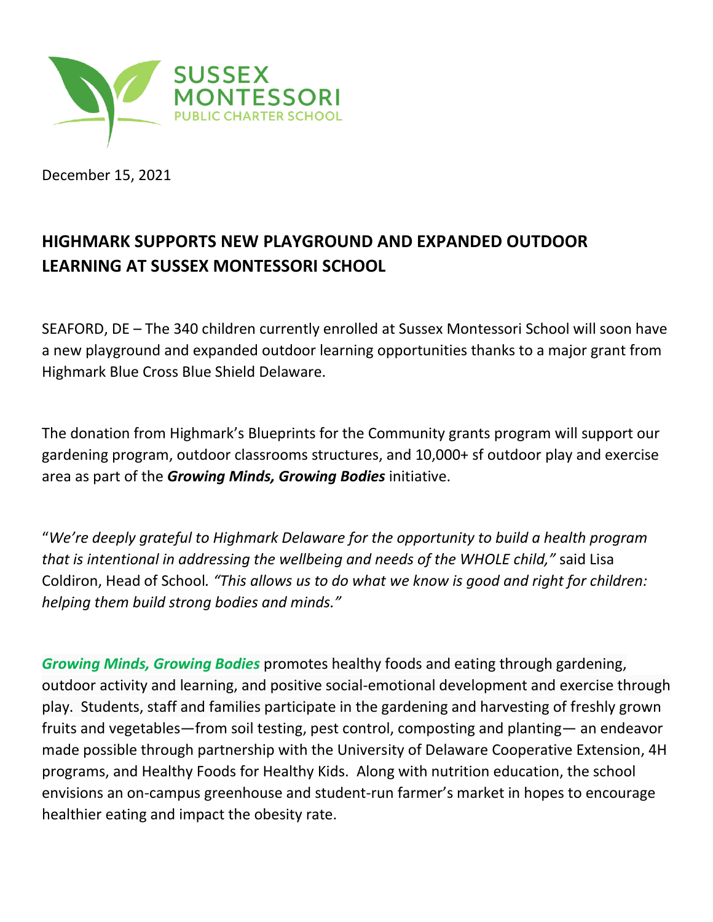SUSSEX MONTESSORI
PUBLIC CHARTER SCHOOL

December 15, 2021

## HIGHMARK SUPPORTS NEW PLAYGROUND AND EXPANDED OUTDOOR LEARNING AT SUSSEX MONTESSORI SCHOOL

SEAFORD, DE – The 340 children currently enrolled at Sussex Montessori School will soon have a new playground and expanded outdoor learning opportunities thanks to a major grant from Highmark Blue Cross Blue Shield Delaware.

The donation from Highmark's Blueprints for the Community grants program will support our gardening program, outdoor classrooms structures, and 10,000+ sf outdoor play and exercise area as part of the ***Growing Minds, Growing Bodies*** initiative.

"*We're deeply grateful to Highmark Delaware for the opportunity to build a health program that is intentional in addressing the wellbeing and needs of the WHOLE child,"* said Lisa Coldiron, Head of School*. "This allows us to do what we know is good and right for children: helping them build strong bodies and minds."*

***Growing Minds, Growing Bodies*** promotes healthy foods and eating through gardening, outdoor activity and learning, and positive social-emotional development and exercise through play. Students, staff and families participate in the gardening and harvesting of freshly grown fruits and vegetables—from soil testing, pest control, composting and planting— an endeavor made possible through partnership with the University of Delaware Cooperative Extension, 4H programs, and Healthy Foods for Healthy Kids. Along with nutrition education, the school envisions an on-campus greenhouse and student-run farmer's market in hopes to encourage healthier eating and impact the obesity rate.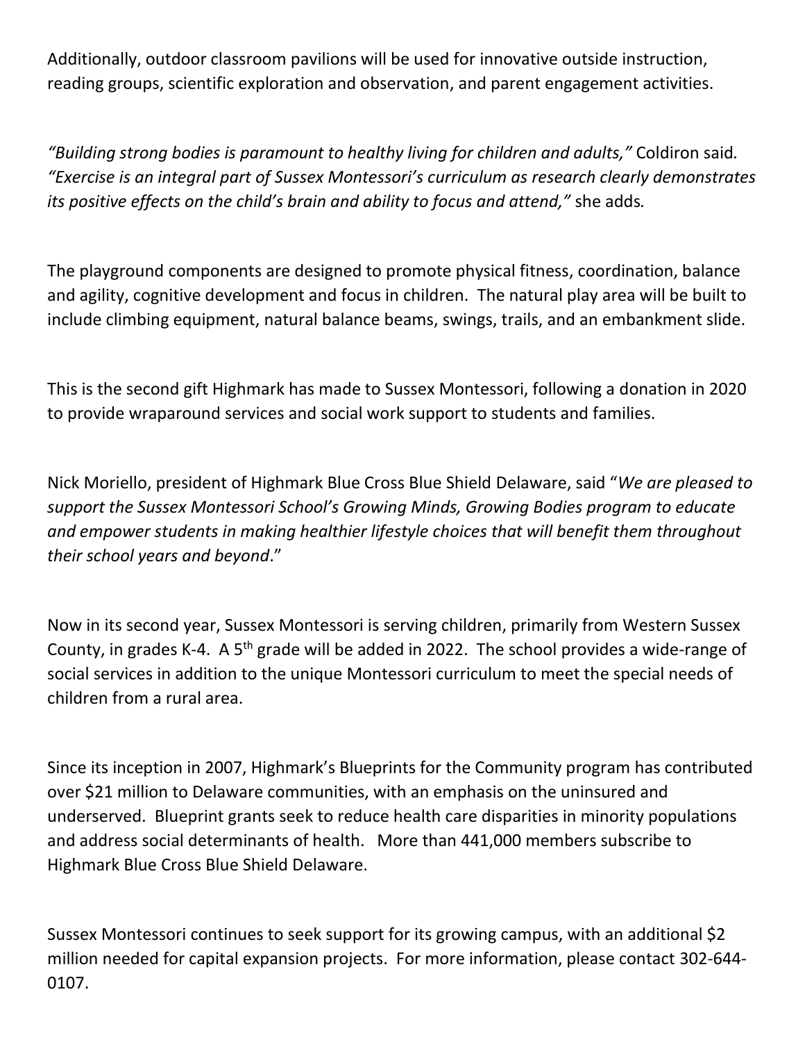Additionally, outdoor classroom pavilions will be used for innovative outside instruction, reading groups, scientific exploration and observation, and parent engagement activities.

*"Building strong bodies is paramount to healthy living for children and adults,"* Coldiron said. *"Exercise is an integral part of Sussex Montessori's curriculum as research clearly demonstrates its positive effects on the child's brain and ability to focus and attend,"* she adds.

The playground components are designed to promote physical fitness, coordination, balance and agility, cognitive development and focus in children. The natural play area will be built to include climbing equipment, natural balance beams, swings, trails, and an embankment slide.

This is the second gift Highmark has made to Sussex Montessori, following a donation in 2020 to provide wraparound services and social work support to students and families.

Nick Moriello, president of Highmark Blue Cross Blue Shield Delaware, said "*We are pleased to support the Sussex Montessori School's Growing Minds, Growing Bodies program to educate and empower students in making healthier lifestyle choices that will benefit them throughout their school years and beyond*."

Now in its second year, Sussex Montessori is serving children, primarily from Western Sussex County, in grades K-4. A 5th grade will be added in 2022. The school provides a wide-range of social services in addition to the unique Montessori curriculum to meet the special needs of children from a rural area.

Since its inception in 2007, Highmark's Blueprints for the Community program has contributed over $21 million to Delaware communities, with an emphasis on the uninsured and underserved. Blueprint grants seek to reduce health care disparities in minority populations and address social determinants of health. More than 441,000 members subscribe to Highmark Blue Cross Blue Shield Delaware.

Sussex Montessori continues to seek support for its growing campus, with an additional $2 million needed for capital expansion projects. For more information, please contact 302-644-0107.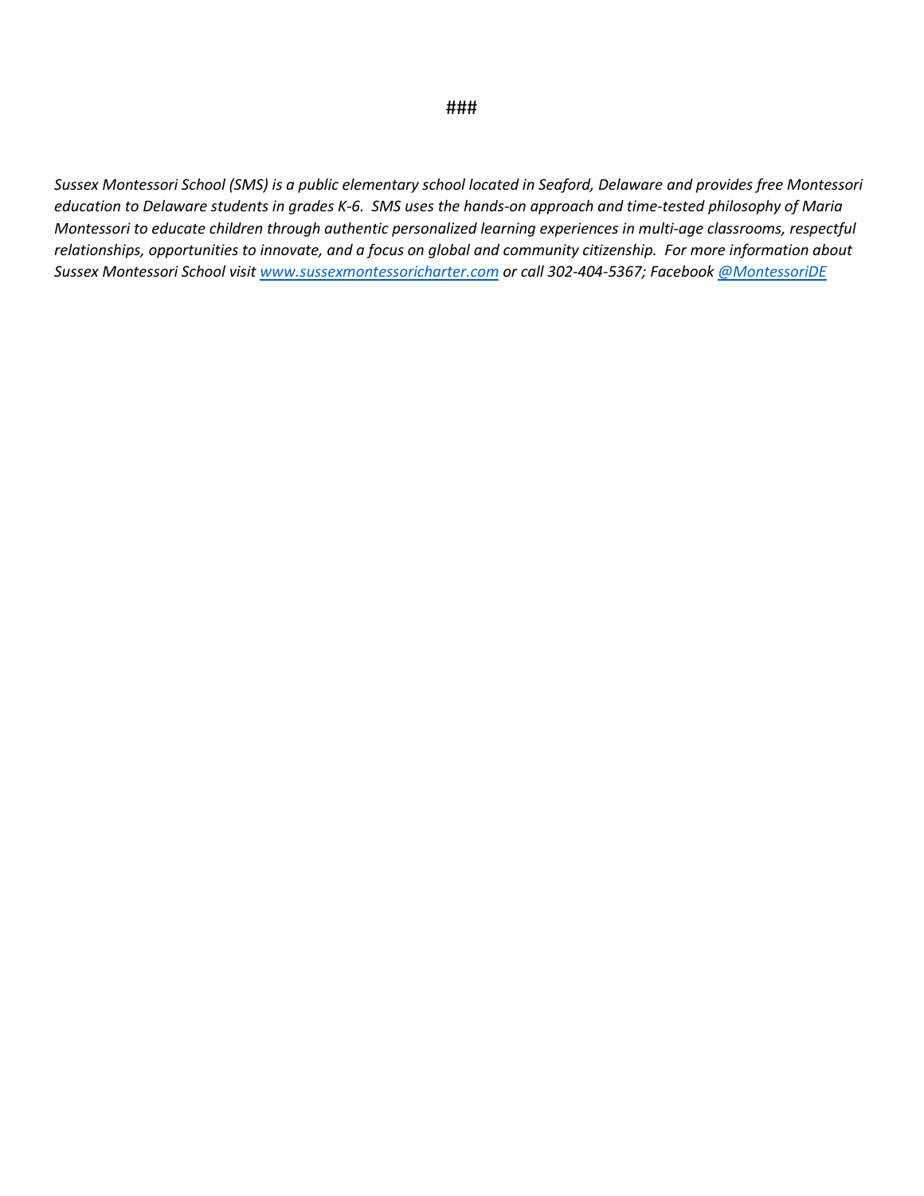###

*Sussex Montessori School (SMS) is a public elementary school located in Seaford, Delaware and provides free Montessori education to Delaware students in grades K-6. SMS uses the hands-on approach and time-tested philosophy of Maria Montessori to educate children through authentic personalized learning experiences in multi-age classrooms, respectful relationships, opportunities to innovate, and a focus on global and community citizenship. For more information about Sussex Montessori School visit [www.sussexmontessoricharter.com](www.sussexmontessoricharter.com) or call 302-404-5367; Facebook @MontessoriDE*